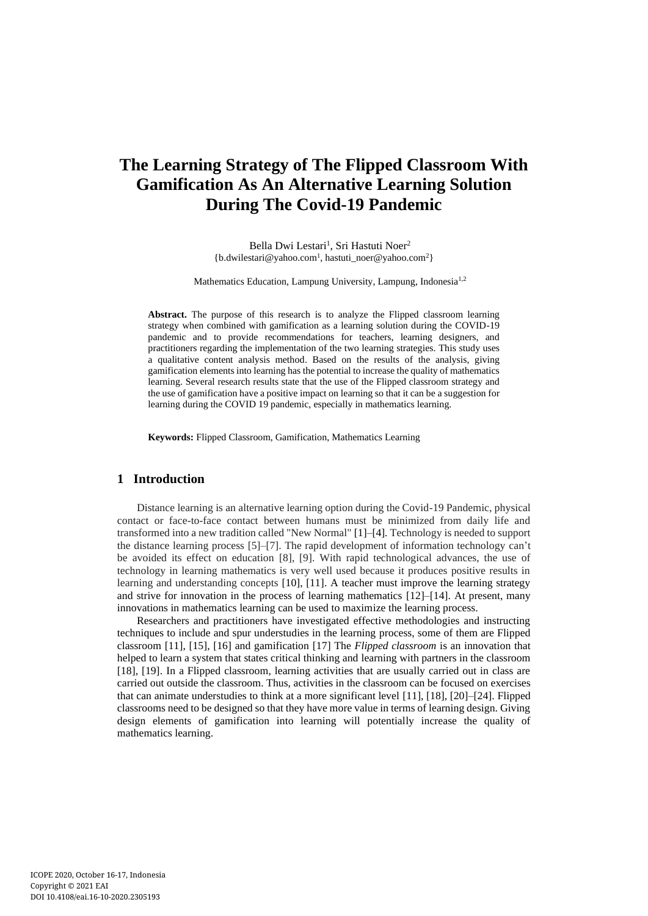# The Learning Strategy of The Flipped Classroom With Gamification As An Alternative Learning Solution During The Covid-19 Pandemic

Bella Dwi Lestari[1], Sri Hastuti Noer[2]
{b.dwilestari@yahoo.com[1], hastuti_noer@yahoo.com[2]}

Mathematics Education, Lampung University, Lampung, Indonesia[1,2]

**Abstract.** The purpose of this research is to analyze the Flipped classroom learning strategy when combined with gamification as a learning solution during the COVID-19 pandemic and to provide recommendations for teachers, learning designers, and practitioners regarding the implementation of the two learning strategies. This study uses a qualitative content analysis method. Based on the results of the analysis, giving gamification elements into learning has the potential to increase the quality of mathematics learning. Several research results state that the use of the Flipped classroom strategy and the use of gamification have a positive impact on learning so that it can be a suggestion for learning during the COVID 19 pandemic, especially in mathematics learning.

**Keywords:** Flipped Classroom, Gamification, Mathematics Learning

## 1 Introduction

Distance learning is an alternative learning option during the Covid-19 Pandemic, physical contact or face-to-face contact between humans must be minimized from daily life and transformed into a new tradition called "New Normal" [1]–[4]. Technology is needed to support the distance learning process [5]–[7]. The rapid development of information technology can't be avoided its effect on education [8], [9]. With rapid technological advances, the use of technology in learning mathematics is very well used because it produces positive results in learning and understanding concepts [10], [11]. A teacher must improve the learning strategy and strive for innovation in the process of learning mathematics [12]–[14]. At present, many innovations in mathematics learning can be used to maximize the learning process.

Researchers and practitioners have investigated effective methodologies and instructing techniques to include and spur understudies in the learning process, some of them are Flipped classroom [11], [15], [16] and gamification [17] The *Flipped classroom* is an innovation that helped to learn a system that states critical thinking and learning with partners in the classroom [18], [19]. In a Flipped classroom, learning activities that are usually carried out in class are carried out outside the classroom. Thus, activities in the classroom can be focused on exercises that can animate understudies to think at a more significant level [11], [18], [20]–[24]. Flipped classrooms need to be designed so that they have more value in terms of learning design. Giving design elements of gamification into learning will potentially increase the quality of mathematics learning.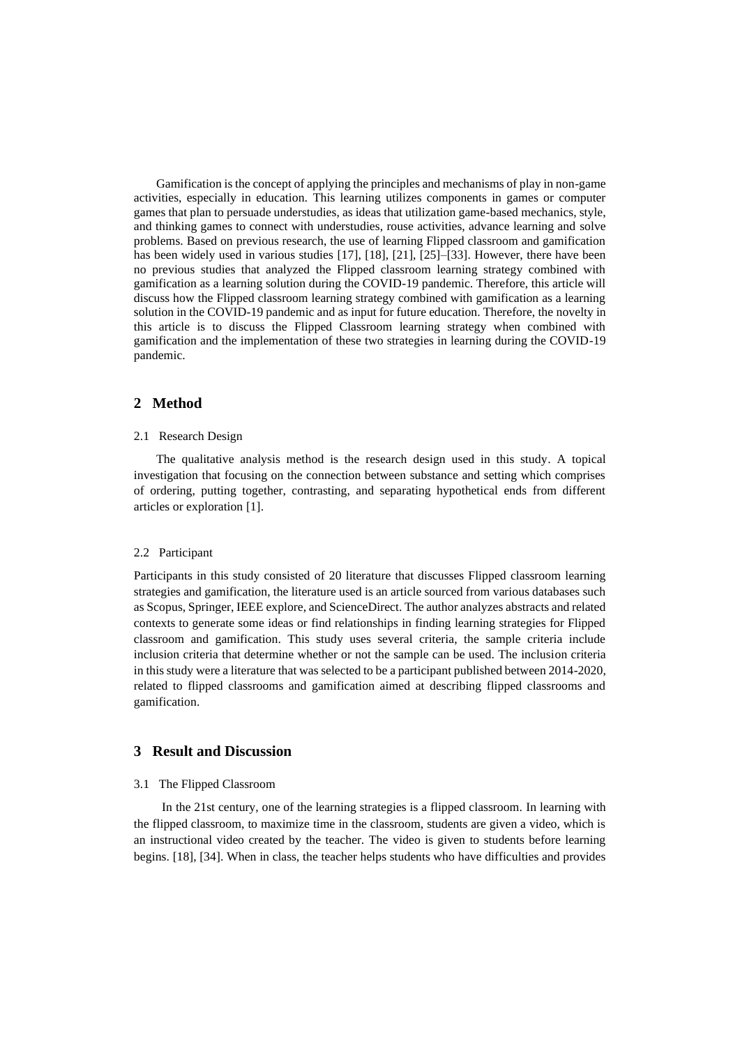Gamification is the concept of applying the principles and mechanisms of play in non-game activities, especially in education. This learning utilizes components in games or computer games that plan to persuade understudies, as ideas that utilization game-based mechanics, style, and thinking games to connect with understudies, rouse activities, advance learning and solve problems. Based on previous research, the use of learning Flipped classroom and gamification has been widely used in various studies [17], [18], [21], [25]–[33]. However, there have been no previous studies that analyzed the Flipped classroom learning strategy combined with gamification as a learning solution during the COVID-19 pandemic. Therefore, this article will discuss how the Flipped classroom learning strategy combined with gamification as a learning solution in the COVID-19 pandemic and as input for future education. Therefore, the novelty in this article is to discuss the Flipped Classroom learning strategy when combined with gamification and the implementation of these two strategies in learning during the COVID-19 pandemic.

## 2 Method

### 2.1 Research Design

The qualitative analysis method is the research design used in this study. A topical investigation that focusing on the connection between substance and setting which comprises of ordering, putting together, contrasting, and separating hypothetical ends from different articles or exploration [1].

### 2.2 Participant

Participants in this study consisted of 20 literature that discusses Flipped classroom learning strategies and gamification, the literature used is an article sourced from various databases such as Scopus, Springer, IEEE explore, and ScienceDirect. The author analyzes abstracts and related contexts to generate some ideas or find relationships in finding learning strategies for Flipped classroom and gamification. This study uses several criteria, the sample criteria include inclusion criteria that determine whether or not the sample can be used. The inclusion criteria in this study were a literature that was selected to be a participant published between 2014-2020, related to flipped classrooms and gamification aimed at describing flipped classrooms and gamification.

## 3 Result and Discussion

### 3.1 The Flipped Classroom

In the 21st century, one of the learning strategies is a flipped classroom. In learning with the flipped classroom, to maximize time in the classroom, students are given a video, which is an instructional video created by the teacher. The video is given to students before learning begins. [18], [34]. When in class, the teacher helps students who have difficulties and provides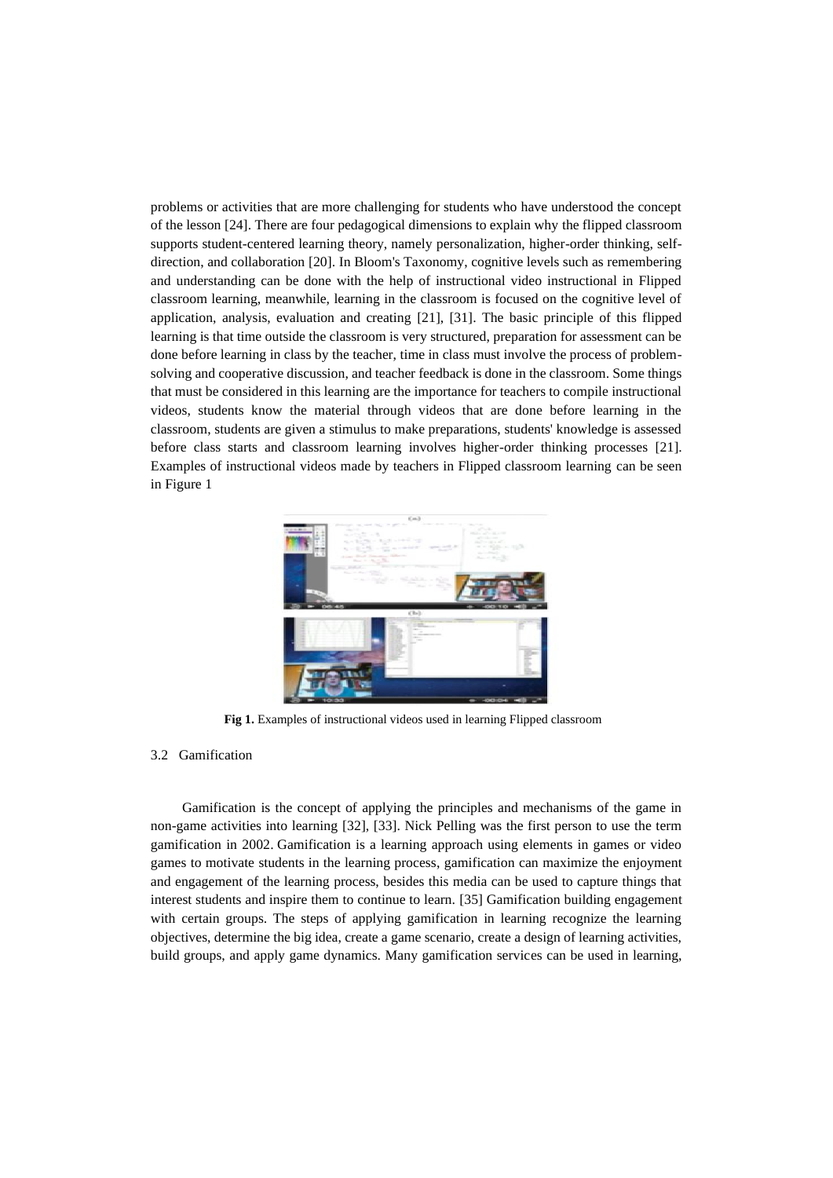problems or activities that are more challenging for students who have understood the concept of the lesson [24]. There are four pedagogical dimensions to explain why the flipped classroom supports student-centered learning theory, namely personalization, higher-order thinking, self-direction, and collaboration [20]. In Bloom's Taxonomy, cognitive levels such as remembering and understanding can be done with the help of instructional video instructional in Flipped classroom learning, meanwhile, learning in the classroom is focused on the cognitive level of application, analysis, evaluation and creating [21], [31]. The basic principle of this flipped learning is that time outside the classroom is very structured, preparation for assessment can be done before learning in class by the teacher, time in class must involve the process of problem-solving and cooperative discussion, and teacher feedback is done in the classroom. Some things that must be considered in this learning are the importance for teachers to compile instructional videos, students know the material through videos that are done before learning in the classroom, students are given a stimulus to make preparations, students' knowledge is assessed before class starts and classroom learning involves higher-order thinking processes [21]. Examples of instructional videos made by teachers in Flipped classroom learning can be seen in Figure 1

**Fig 1.** Examples of instructional videos used in learning Flipped classroom

### 3.2 Gamification

Gamification is the concept of applying the principles and mechanisms of the game in non-game activities into learning [32], [33]. Nick Pelling was the first person to use the term gamification in 2002. Gamification is a learning approach using elements in games or video games to motivate students in the learning process, gamification can maximize the enjoyment and engagement of the learning process, besides this media can be used to capture things that interest students and inspire them to continue to learn. [35] Gamification building engagement with certain groups. The steps of applying gamification in learning recognize the learning objectives, determine the big idea, create a game scenario, create a design of learning activities, build groups, and apply game dynamics. Many gamification services can be used in learning,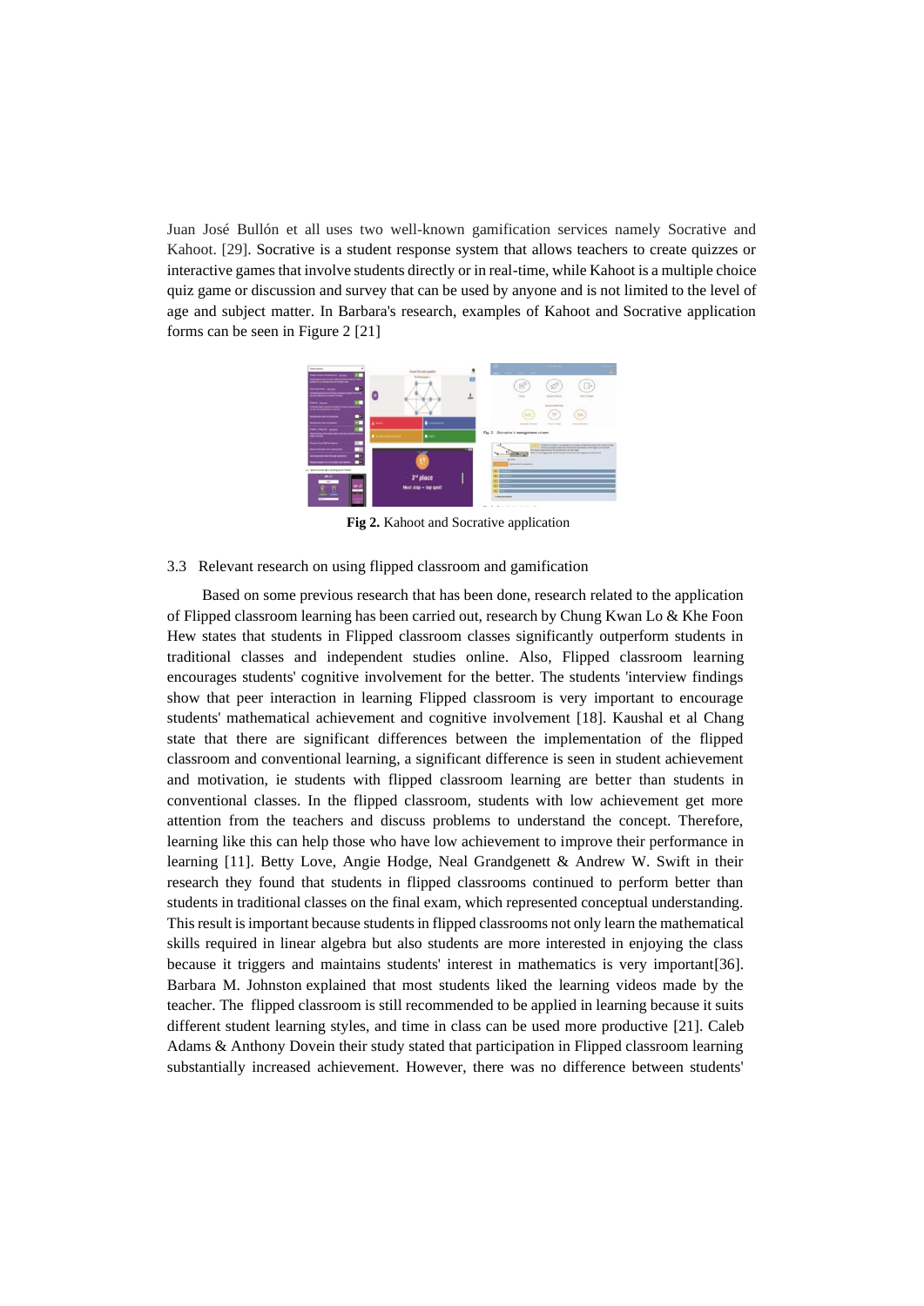Juan José Bullón et all uses two well-known gamification services namely Socrative and Kahoot. [29]. Socrative is a student response system that allows teachers to create quizzes or interactive games that involve students directly or in real-time, while Kahoot is a multiple choice quiz game or discussion and survey that can be used by anyone and is not limited to the level of age and subject matter. In Barbara's research, examples of Kahoot and Socrative application forms can be seen in Figure 2 [21]

**Fig 2.** Kahoot and Socrative application

### 3.3 Relevant research on using flipped classroom and gamification

Based on some previous research that has been done, research related to the application of Flipped classroom learning has been carried out, research by Chung Kwan Lo & Khe Foon Hew states that students in Flipped classroom classes significantly outperform students in traditional classes and independent studies online. Also, Flipped classroom learning encourages students' cognitive involvement for the better. The students 'interview findings show that peer interaction in learning Flipped classroom is very important to encourage students' mathematical achievement and cognitive involvement [18]. Kaushal et al Chang state that there are significant differences between the implementation of the flipped classroom and conventional learning, a significant difference is seen in student achievement and motivation, ie students with flipped classroom learning are better than students in conventional classes. In the flipped classroom, students with low achievement get more attention from the teachers and discuss problems to understand the concept. Therefore, learning like this can help those who have low achievement to improve their performance in learning [11]. Betty Love, Angie Hodge, Neal Grandgenett & Andrew W. Swift in their research they found that students in flipped classrooms continued to perform better than students in traditional classes on the final exam, which represented conceptual understanding. This result is important because students in flipped classrooms not only learn the mathematical skills required in linear algebra but also students are more interested in enjoying the class because it triggers and maintains students' interest in mathematics is very important[36]. Barbara M. Johnston explained that most students liked the learning videos made by the teacher. The flipped classroom is still recommended to be applied in learning because it suits different student learning styles, and time in class can be used more productive [21]. Caleb Adams & Anthony Dovein their study stated that participation in Flipped classroom learning substantially increased achievement. However, there was no difference between students'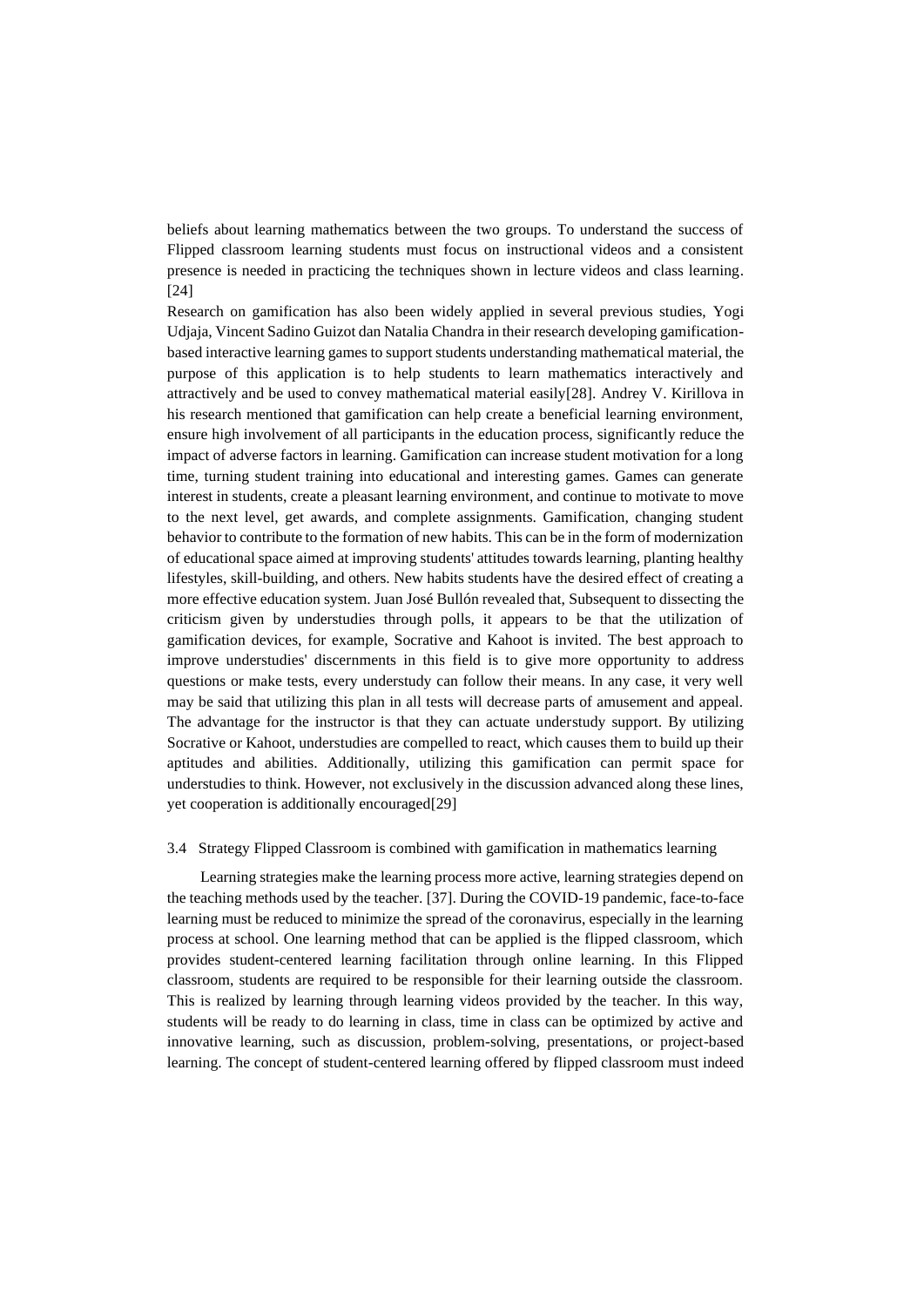beliefs about learning mathematics between the two groups. To understand the success of Flipped classroom learning students must focus on instructional videos and a consistent presence is needed in practicing the techniques shown in lecture videos and class learning. [24]

Research on gamification has also been widely applied in several previous studies, Yogi Udjaja, Vincent Sadino Guizot dan Natalia Chandra in their research developing gamification-based interactive learning games to support students understanding mathematical material, the purpose of this application is to help students to learn mathematics interactively and attractively and be used to convey mathematical material easily[28]. Andrey V. Kirillova in his research mentioned that gamification can help create a beneficial learning environment, ensure high involvement of all participants in the education process, significantly reduce the impact of adverse factors in learning. Gamification can increase student motivation for a long time, turning student training into educational and interesting games. Games can generate interest in students, create a pleasant learning environment, and continue to motivate to move to the next level, get awards, and complete assignments. Gamification, changing student behavior to contribute to the formation of new habits. This can be in the form of modernization of educational space aimed at improving students' attitudes towards learning, planting healthy lifestyles, skill-building, and others. New habits students have the desired effect of creating a more effective education system. Juan José Bullón revealed that, Subsequent to dissecting the criticism given by understudies through polls, it appears to be that the utilization of gamification devices, for example, Socrative and Kahoot is invited. The best approach to improve understudies' discernments in this field is to give more opportunity to address questions or make tests, every understudy can follow their means. In any case, it very well may be said that utilizing this plan in all tests will decrease parts of amusement and appeal. The advantage for the instructor is that they can actuate understudy support. By utilizing Socrative or Kahoot, understudies are compelled to react, which causes them to build up their aptitudes and abilities. Additionally, utilizing this gamification can permit space for understudies to think. However, not exclusively in the discussion advanced along these lines, yet cooperation is additionally encouraged[29]

### 3.4 Strategy Flipped Classroom is combined with gamification in mathematics learning

Learning strategies make the learning process more active, learning strategies depend on the teaching methods used by the teacher. [37]. During the COVID-19 pandemic, face-to-face learning must be reduced to minimize the spread of the coronavirus, especially in the learning process at school. One learning method that can be applied is the flipped classroom, which provides student-centered learning facilitation through online learning. In this Flipped classroom, students are required to be responsible for their learning outside the classroom. This is realized by learning through learning videos provided by the teacher. In this way, students will be ready to do learning in class, time in class can be optimized by active and innovative learning, such as discussion, problem-solving, presentations, or project-based learning. The concept of student-centered learning offered by flipped classroom must indeed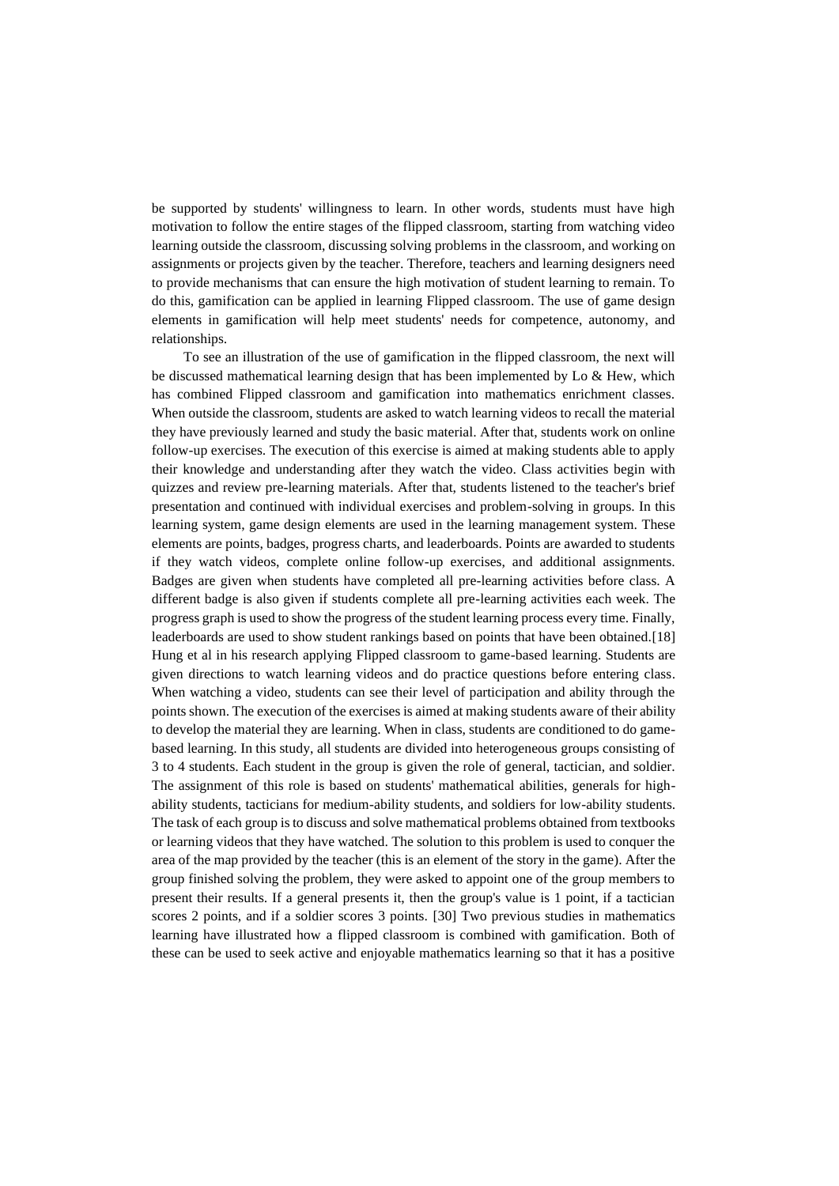be supported by students' willingness to learn. In other words, students must have high motivation to follow the entire stages of the flipped classroom, starting from watching video learning outside the classroom, discussing solving problems in the classroom, and working on assignments or projects given by the teacher. Therefore, teachers and learning designers need to provide mechanisms that can ensure the high motivation of student learning to remain. To do this, gamification can be applied in learning Flipped classroom. The use of game design elements in gamification will help meet students' needs for competence, autonomy, and relationships.

To see an illustration of the use of gamification in the flipped classroom, the next will be discussed mathematical learning design that has been implemented by Lo & Hew, which has combined Flipped classroom and gamification into mathematics enrichment classes. When outside the classroom, students are asked to watch learning videos to recall the material they have previously learned and study the basic material. After that, students work on online follow-up exercises. The execution of this exercise is aimed at making students able to apply their knowledge and understanding after they watch the video. Class activities begin with quizzes and review pre-learning materials. After that, students listened to the teacher's brief presentation and continued with individual exercises and problem-solving in groups. In this learning system, game design elements are used in the learning management system. These elements are points, badges, progress charts, and leaderboards. Points are awarded to students if they watch videos, complete online follow-up exercises, and additional assignments. Badges are given when students have completed all pre-learning activities before class. A different badge is also given if students complete all pre-learning activities each week. The progress graph is used to show the progress of the student learning process every time. Finally, leaderboards are used to show student rankings based on points that have been obtained.[18] Hung et al in his research applying Flipped classroom to game-based learning. Students are given directions to watch learning videos and do practice questions before entering class. When watching a video, students can see their level of participation and ability through the points shown. The execution of the exercises is aimed at making students aware of their ability to develop the material they are learning. When in class, students are conditioned to do game-based learning. In this study, all students are divided into heterogeneous groups consisting of 3 to 4 students. Each student in the group is given the role of general, tactician, and soldier. The assignment of this role is based on students' mathematical abilities, generals for high-ability students, tacticians for medium-ability students, and soldiers for low-ability students. The task of each group is to discuss and solve mathematical problems obtained from textbooks or learning videos that they have watched. The solution to this problem is used to conquer the area of the map provided by the teacher (this is an element of the story in the game). After the group finished solving the problem, they were asked to appoint one of the group members to present their results. If a general presents it, then the group's value is 1 point, if a tactician scores 2 points, and if a soldier scores 3 points. [30] Two previous studies in mathematics learning have illustrated how a flipped classroom is combined with gamification. Both of these can be used to seek active and enjoyable mathematics learning so that it has a positive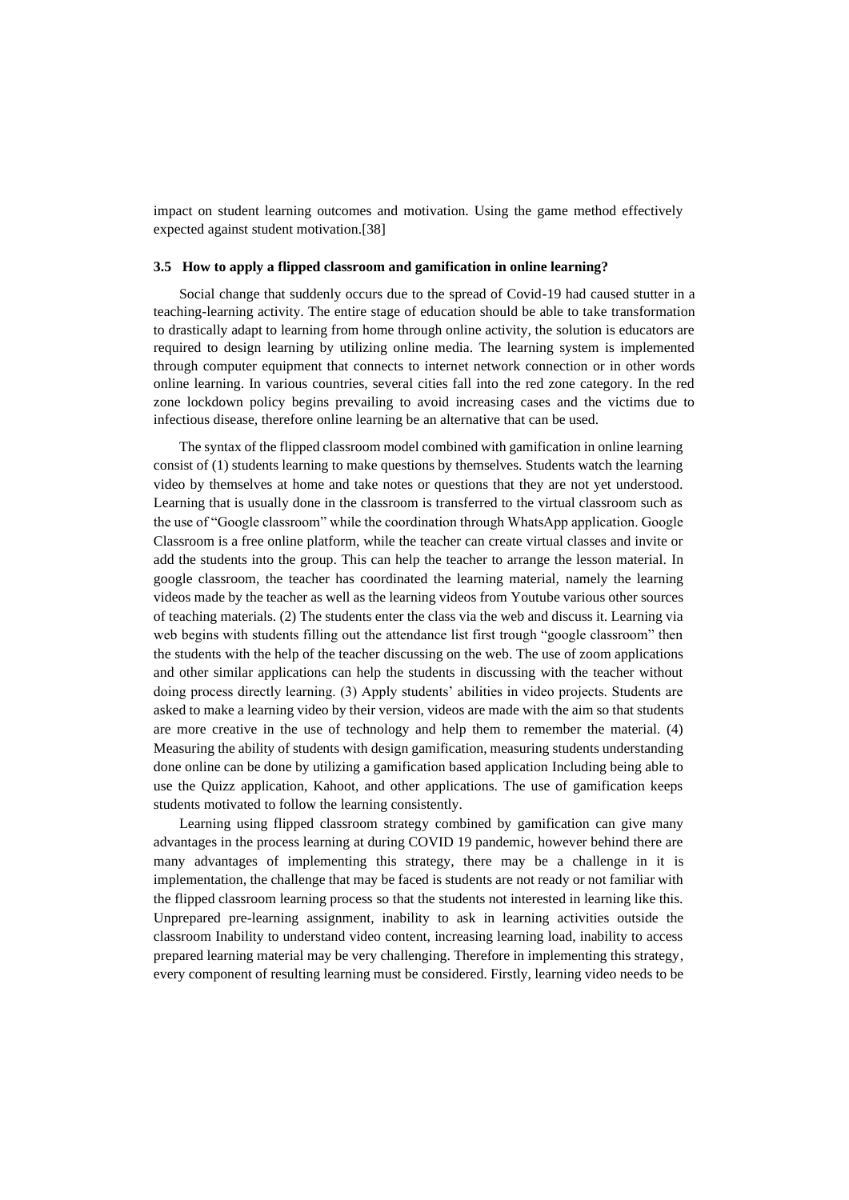impact on student learning outcomes and motivation. Using the game method effectively expected against student motivation.[38]

### 3.5 How to apply a flipped classroom and gamification in online learning?

Social change that suddenly occurs due to the spread of Covid-19 had caused stutter in a teaching-learning activity. The entire stage of education should be able to take transformation to drastically adapt to learning from home through online activity, the solution is educators are required to design learning by utilizing online media. The learning system is implemented through computer equipment that connects to internet network connection or in other words online learning. In various countries, several cities fall into the red zone category. In the red zone lockdown policy begins prevailing to avoid increasing cases and the victims due to infectious disease, therefore online learning be an alternative that can be used.

The syntax of the flipped classroom model combined with gamification in online learning consist of (1) students learning to make questions by themselves. Students watch the learning video by themselves at home and take notes or questions that they are not yet understood. Learning that is usually done in the classroom is transferred to the virtual classroom such as the use of "Google classroom" while the coordination through WhatsApp application. Google Classroom is a free online platform, while the teacher can create virtual classes and invite or add the students into the group. This can help the teacher to arrange the lesson material. In google classroom, the teacher has coordinated the learning material, namely the learning videos made by the teacher as well as the learning videos from Youtube various other sources of teaching materials. (2) The students enter the class via the web and discuss it. Learning via web begins with students filling out the attendance list first trough "google classroom" then the students with the help of the teacher discussing on the web. The use of zoom applications and other similar applications can help the students in discussing with the teacher without doing process directly learning. (3) Apply students' abilities in video projects. Students are asked to make a learning video by their version, videos are made with the aim so that students are more creative in the use of technology and help them to remember the material. (4) Measuring the ability of students with design gamification, measuring students understanding done online can be done by utilizing a gamification based application Including being able to use the Quizz application, Kahoot, and other applications. The use of gamification keeps students motivated to follow the learning consistently.

Learning using flipped classroom strategy combined by gamification can give many advantages in the process learning at during COVID 19 pandemic, however behind there are many advantages of implementing this strategy, there may be a challenge in it is implementation, the challenge that may be faced is students are not ready or not familiar with the flipped classroom learning process so that the students not interested in learning like this. Unprepared pre-learning assignment, inability to ask in learning activities outside the classroom Inability to understand video content, increasing learning load, inability to access prepared learning material may be very challenging. Therefore in implementing this strategy, every component of resulting learning must be considered. Firstly, learning video needs to be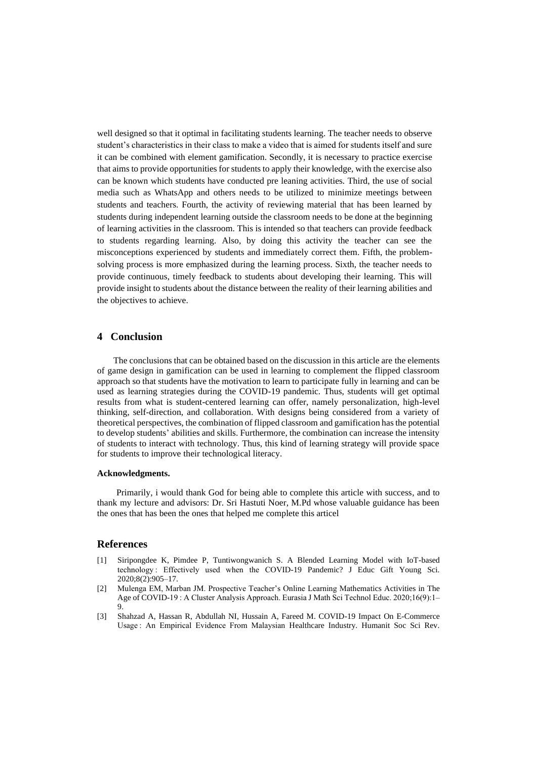well designed so that it optimal in facilitating students learning. The teacher needs to observe student's characteristics in their class to make a video that is aimed for students itself and sure it can be combined with element gamification. Secondly, it is necessary to practice exercise that aims to provide opportunities for students to apply their knowledge, with the exercise also can be known which students have conducted pre leaning activities. Third, the use of social media such as WhatsApp and others needs to be utilized to minimize meetings between students and teachers. Fourth, the activity of reviewing material that has been learned by students during independent learning outside the classroom needs to be done at the beginning of learning activities in the classroom. This is intended so that teachers can provide feedback to students regarding learning. Also, by doing this activity the teacher can see the misconceptions experienced by students and immediately correct them. Fifth, the problem-solving process is more emphasized during the learning process. Sixth, the teacher needs to provide continuous, timely feedback to students about developing their learning. This will provide insight to students about the distance between the reality of their learning abilities and the objectives to achieve.

## 4 Conclusion

The conclusions that can be obtained based on the discussion in this article are the elements of game design in gamification can be used in learning to complement the flipped classroom approach so that students have the motivation to learn to participate fully in learning and can be used as learning strategies during the COVID-19 pandemic. Thus, students will get optimal results from what is student-centered learning can offer, namely personalization, high-level thinking, self-direction, and collaboration. With designs being considered from a variety of theoretical perspectives, the combination of flipped classroom and gamification has the potential to develop students' abilities and skills. Furthermore, the combination can increase the intensity of students to interact with technology. Thus, this kind of learning strategy will provide space for students to improve their technological literacy.

**Acknowledgments.**

Primarily, i would thank God for being able to complete this article with success, and to thank my lecture and advisors: Dr. Sri Hastuti Noer, M.Pd whose valuable guidance has been the ones that has been the ones that helped me complete this articel

## References

[1] Siripongdee K, Pimdee P, Tuntiwongwanich S. A Blended Learning Model with IoT-based technology : Effectively used when the COVID-19 Pandemic? J Educ Gift Young Sci. 2020;8(2):905–17.

[2] Mulenga EM, Marban JM. Prospective Teacher's Online Learning Mathematics Activities in The Age of COVID-19 : A Cluster Analysis Approach. Eurasia J Math Sci Technol Educ. 2020;16(9):1–9.

[3] Shahzad A, Hassan R, Abdullah NI, Hussain A, Fareed M. COVID-19 Impact On E-Commerce Usage : An Empirical Evidence From Malaysian Healthcare Industry. Humanit Soc Sci Rev.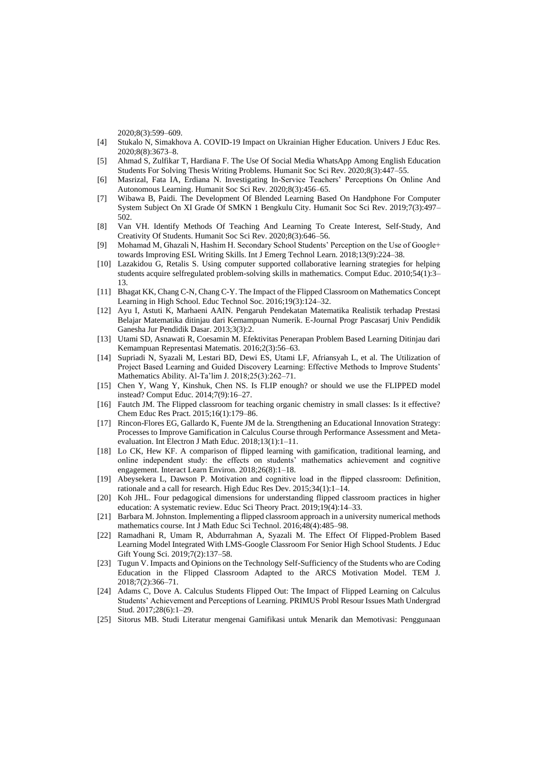2020;8(3):599–609.

[4] Stukalo N, Simakhova A. COVID-19 Impact on Ukrainian Higher Education. Univers J Educ Res. 2020;8(8):3673–8.

[5] Ahmad S, Zulfikar T, Hardiana F. The Use Of Social Media WhatsApp Among English Education Students For Solving Thesis Writing Problems. Humanit Soc Sci Rev. 2020;8(3):447–55.

[6] Masrizal, Fata IA, Erdiana N. Investigating In-Service Teachers' Perceptions On Online And Autonomous Learning. Humanit Soc Sci Rev. 2020;8(3):456–65.

[7] Wibawa B, Paidi. The Development Of Blended Learning Based On Handphone For Computer System Subject On XI Grade Of SMKN 1 Bengkulu City. Humanit Soc Sci Rev. 2019;7(3):497–502.

[8] Van VH. Identify Methods Of Teaching And Learning To Create Interest, Self-Study, And Creativity Of Students. Humanit Soc Sci Rev. 2020;8(3):646–56.

[9] Mohamad M, Ghazali N, Hashim H. Secondary School Students' Perception on the Use of Google+ towards Improving ESL Writing Skills. Int J Emerg Technol Learn. 2018;13(9):224–38.

[10] Lazakidou G, Retalis S. Using computer supported collaborative learning strategies for helping students acquire selfregulated problem-solving skills in mathematics. Comput Educ. 2010;54(1):3–13.

[11] Bhagat KK, Chang C-N, Chang C-Y. The Impact of the Flipped Classroom on Mathematics Concept Learning in High School. Educ Technol Soc. 2016;19(3):124–32.

[12] Ayu I, Astuti K, Marhaeni AAIN. Pengaruh Pendekatan Matematika Realistik terhadap Prestasi Belajar Matematika ditinjau dari Kemampuan Numerik. E-Journal Progr Pascasarj Univ Pendidik Ganesha Jur Pendidik Dasar. 2013;3(3):2.

[13] Utami SD, Asnawati R, Coesamin M. Efektivitas Penerapan Problem Based Learning Ditinjau dari Kemampuan Representasi Matematis. 2016;2(3):56–63.

[14] Supriadi N, Syazali M, Lestari BD, Dewi ES, Utami LF, Afriansyah L, et al. The Utilization of Project Based Learning and Guided Discovery Learning: Effective Methods to Improve Students' Mathematics Ability. Al-Ta'lim J. 2018;25(3):262–71.

[15] Chen Y, Wang Y, Kinshuk, Chen NS. Is FLIP enough? or should we use the FLIPPED model instead? Comput Educ. 2014;7(9):16–27.

[16] Fautch JM. The Flipped classroom for teaching organic chemistry in small classes: Is it effective? Chem Educ Res Pract. 2015;16(1):179–86.

[17] Rincon-Flores EG, Gallardo K, Fuente JM de la. Strengthening an Educational Innovation Strategy: Processes to Improve Gamification in Calculus Course through Performance Assessment and Meta-evaluation. Int Electron J Math Educ. 2018;13(1):1–11.

[18] Lo CK, Hew KF. A comparison of flipped learning with gamification, traditional learning, and online independent study: the effects on students' mathematics achievement and cognitive engagement. Interact Learn Environ. 2018;26(8):1–18.

[19] Abeysekera L, Dawson P. Motivation and cognitive load in the flipped classroom: Definition, rationale and a call for research. High Educ Res Dev. 2015;34(1):1–14.

[20] Koh JHL. Four pedagogical dimensions for understanding flipped classroom practices in higher education: A systematic review. Educ Sci Theory Pract. 2019;19(4):14–33.

[21] Barbara M. Johnston. Implementing a flipped classroom approach in a university numerical methods mathematics course. Int J Math Educ Sci Technol. 2016;48(4):485–98.

[22] Ramadhani R, Umam R, Abdurrahman A, Syazali M. The Effect Of Flipped-Problem Based Learning Model Integrated With LMS-Google Classroom For Senior High School Students. J Educ Gift Young Sci. 2019;7(2):137–58.

[23] Tugun V. Impacts and Opinions on the Technology Self-Sufficiency of the Students who are Coding Education in the Flipped Classroom Adapted to the ARCS Motivation Model. TEM J. 2018;7(2):366–71.

[24] Adams C, Dove A. Calculus Students Flipped Out: The Impact of Flipped Learning on Calculus Students' Achievement and Perceptions of Learning. PRIMUS Probl Resour Issues Math Undergrad Stud. 2017;28(6):1–29.

[25] Sitorus MB. Studi Literatur mengenai Gamifikasi untuk Menarik dan Memotivasi: Penggunaan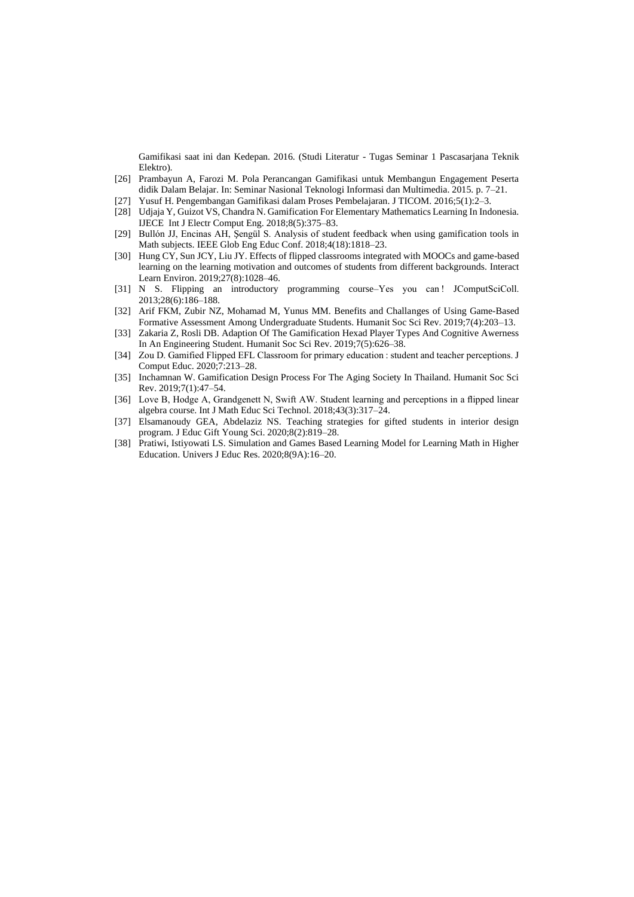Gamifikasi saat ini dan Kedepan. 2016. (Studi Literatur - Tugas Seminar 1 Pascasarjana Teknik Elektro).

[26] Prambayun A, Farozi M. Pola Perancangan Gamifikasi untuk Membangun Engagement Peserta didik Dalam Belajar. In: Seminar Nasional Teknologi Informasi dan Multimedia. 2015. p. 7–21.

[27] Yusuf H. Pengembangan Gamifikasi dalam Proses Pembelajaran. J TICOM. 2016;5(1):2–3.

[28] Udjaja Y, Guizot VS, Chandra N. Gamification For Elementary Mathematics Learning In Indonesia. IJECE Int J Electr Comput Eng. 2018;8(5):375–83.

[29] Bullón JJ, Encinas AH, Şengül S. Analysis of student feedback when using gamification tools in Math subjects. IEEE Glob Eng Educ Conf. 2018;4(18):1818–23.

[30] Hung CY, Sun JCY, Liu JY. Effects of flipped classrooms integrated with MOOCs and game-based learning on the learning motivation and outcomes of students from different backgrounds. Interact Learn Environ. 2019;27(8):1028–46.

[31] N S. Flipping an introductory programming course–Yes you can ! JComputSciColl. 2013;28(6):186–188.

[32] Arif FKM, Zubir NZ, Mohamad M, Yunus MM. Benefits and Challanges of Using Game-Based Formative Assessment Among Undergraduate Students. Humanit Soc Sci Rev. 2019;7(4):203–13.

[33] Zakaria Z, Rosli DB. Adaption Of The Gamification Hexad Player Types And Cognitive Awerness In An Engineering Student. Humanit Soc Sci Rev. 2019;7(5):626–38.

[34] Zou D. Gamified Flipped EFL Classroom for primary education : student and teacher perceptions. J Comput Educ. 2020;7:213–28.

[35] Inchamnan W. Gamification Design Process For The Aging Society In Thailand. Humanit Soc Sci Rev. 2019;7(1):47–54.

[36] Love B, Hodge A, Grandgenett N, Swift AW. Student learning and perceptions in a flipped linear algebra course. Int J Math Educ Sci Technol. 2018;43(3):317–24.

[37] Elsamanoudy GEA, Abdelaziz NS. Teaching strategies for gifted students in interior design program. J Educ Gift Young Sci. 2020;8(2):819–28.

[38] Pratiwi, Istiyowati LS. Simulation and Games Based Learning Model for Learning Math in Higher Education. Univers J Educ Res. 2020;8(9A):16–20.